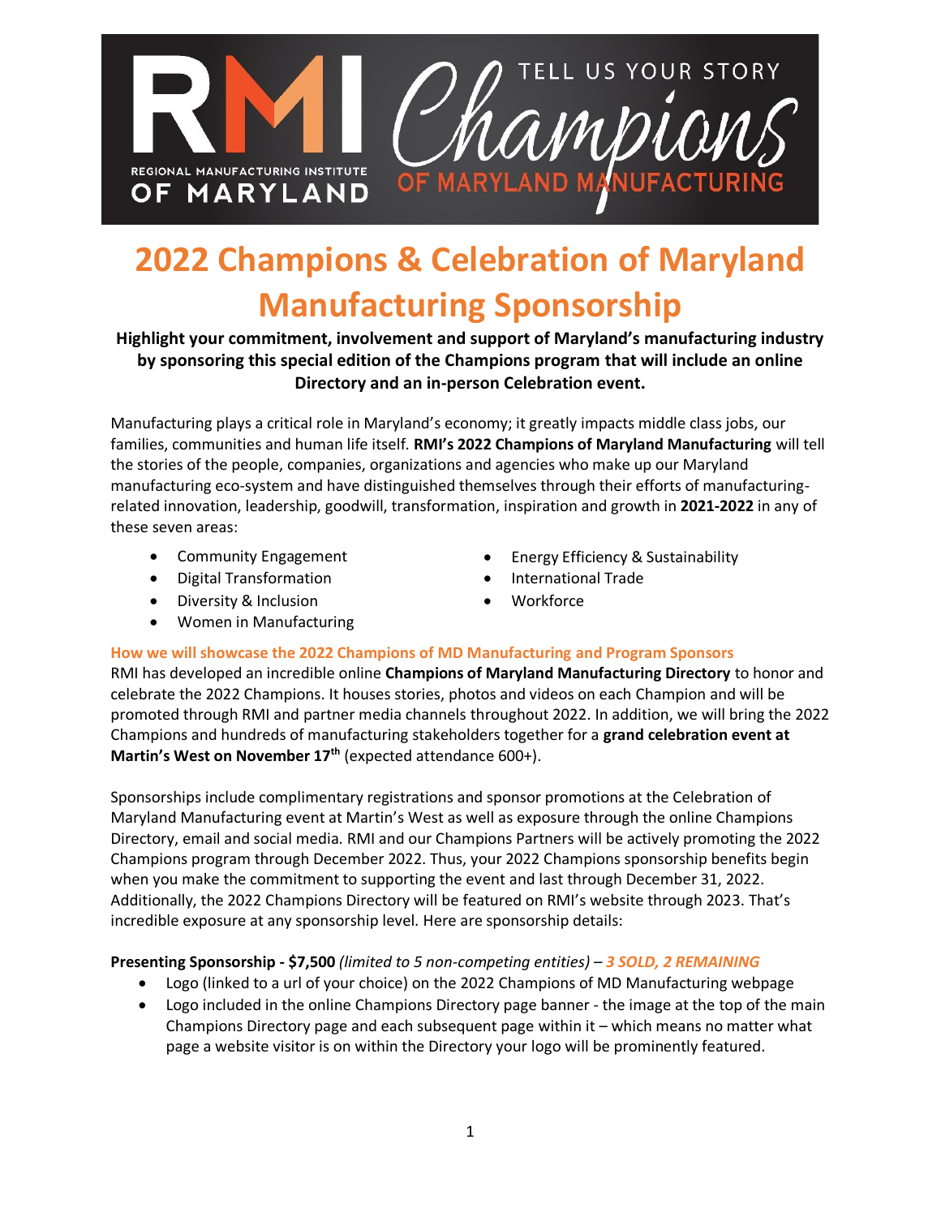# 2022 Champions & Celebration of Maryland Manufacturing Sponsorship

**Highlight your commitment, involvement and support of Maryland's manufacturing industry by sponsoring this special edition of the Champions program that will include an online Directory and an in-person Celebration event.**

Manufacturing plays a critical role in Maryland's economy; it greatly impacts middle class jobs, our families, communities and human life itself. **RMI's 2022 Champions of Maryland Manufacturing** will tell the stories of the people, companies, organizations and agencies who make up our Maryland manufacturing eco-system and have distinguished themselves through their efforts of manufacturing-related innovation, leadership, goodwill, transformation, inspiration and growth in **2021-2022** in any of these seven areas:

- Community Engagement
- Digital Transformation
- Diversity & Inclusion
- Women in Manufacturing
- Energy Efficiency & Sustainability
- International Trade
- Workforce

### How we will showcase the 2022 Champions of MD Manufacturing and Program Sponsors

RMI has developed an incredible online **Champions of Maryland Manufacturing Directory** to honor and celebrate the 2022 Champions. It houses stories, photos and videos on each Champion and will be promoted through RMI and partner media channels throughout 2022. In addition, we will bring the 2022 Champions and hundreds of manufacturing stakeholders together for a **grand celebration event at Martin's West on November 17th** (expected attendance 600+).

Sponsorships include complimentary registrations and sponsor promotions at the Celebration of Maryland Manufacturing event at Martin's West as well as exposure through the online Champions Directory, email and social media. RMI and our Champions Partners will be actively promoting the 2022 Champions program through December 2022. Thus, your 2022 Champions sponsorship benefits begin when you make the commitment to supporting the event and last through December 31, 2022. Additionally, the 2022 Champions Directory will be featured on RMI's website through 2023. That's incredible exposure at any sponsorship level. Here are sponsorship details:

**Presenting Sponsorship - $7,500** *(limited to 5 non-competing entities)* – ***3 SOLD, 2 REMAINING***

- Logo (linked to a url of your choice) on the 2022 Champions of MD Manufacturing webpage
- Logo included in the online Champions Directory page banner - the image at the top of the main Champions Directory page and each subsequent page within it – which means no matter what page a website visitor is on within the Directory your logo will be prominently featured.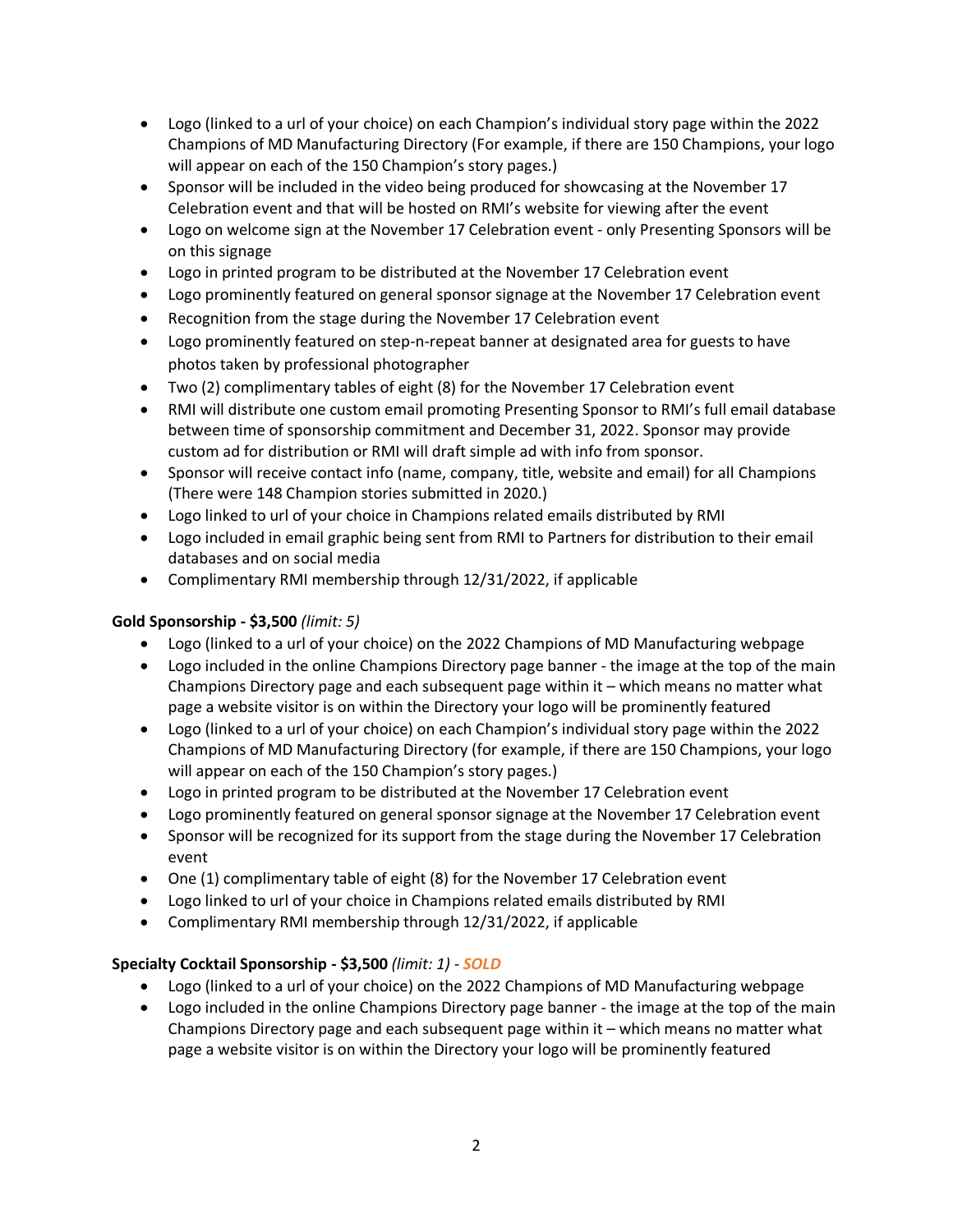- Logo (linked to a url of your choice) on each Champion's individual story page within the 2022 Champions of MD Manufacturing Directory (For example, if there are 150 Champions, your logo will appear on each of the 150 Champion's story pages.)
- Sponsor will be included in the video being produced for showcasing at the November 17 Celebration event and that will be hosted on RMI's website for viewing after the event
- Logo on welcome sign at the November 17 Celebration event - only Presenting Sponsors will be on this signage
- Logo in printed program to be distributed at the November 17 Celebration event
- Logo prominently featured on general sponsor signage at the November 17 Celebration event
- Recognition from the stage during the November 17 Celebration event
- Logo prominently featured on step-n-repeat banner at designated area for guests to have photos taken by professional photographer
- Two (2) complimentary tables of eight (8) for the November 17 Celebration event
- RMI will distribute one custom email promoting Presenting Sponsor to RMI's full email database between time of sponsorship commitment and December 31, 2022. Sponsor may provide custom ad for distribution or RMI will draft simple ad with info from sponsor.
- Sponsor will receive contact info (name, company, title, website and email) for all Champions (There were 148 Champion stories submitted in 2020.)
- Logo linked to url of your choice in Champions related emails distributed by RMI
- Logo included in email graphic being sent from RMI to Partners for distribution to their email databases and on social media
- Complimentary RMI membership through 12/31/2022, if applicable

**Gold Sponsorship - $3,500** *(limit: 5)*

- Logo (linked to a url of your choice) on the 2022 Champions of MD Manufacturing webpage
- Logo included in the online Champions Directory page banner - the image at the top of the main Champions Directory page and each subsequent page within it – which means no matter what page a website visitor is on within the Directory your logo will be prominently featured
- Logo (linked to a url of your choice) on each Champion's individual story page within the 2022 Champions of MD Manufacturing Directory (for example, if there are 150 Champions, your logo will appear on each of the 150 Champion's story pages.)
- Logo in printed program to be distributed at the November 17 Celebration event
- Logo prominently featured on general sponsor signage at the November 17 Celebration event
- Sponsor will be recognized for its support from the stage during the November 17 Celebration event
- One (1) complimentary table of eight (8) for the November 17 Celebration event
- Logo linked to url of your choice in Champions related emails distributed by RMI
- Complimentary RMI membership through 12/31/2022, if applicable

**Specialty Cocktail Sponsorship - $3,500** *(limit: 1) - **SOLD***

- Logo (linked to a url of your choice) on the 2022 Champions of MD Manufacturing webpage
- Logo included in the online Champions Directory page banner - the image at the top of the main Champions Directory page and each subsequent page within it – which means no matter what page a website visitor is on within the Directory your logo will be prominently featured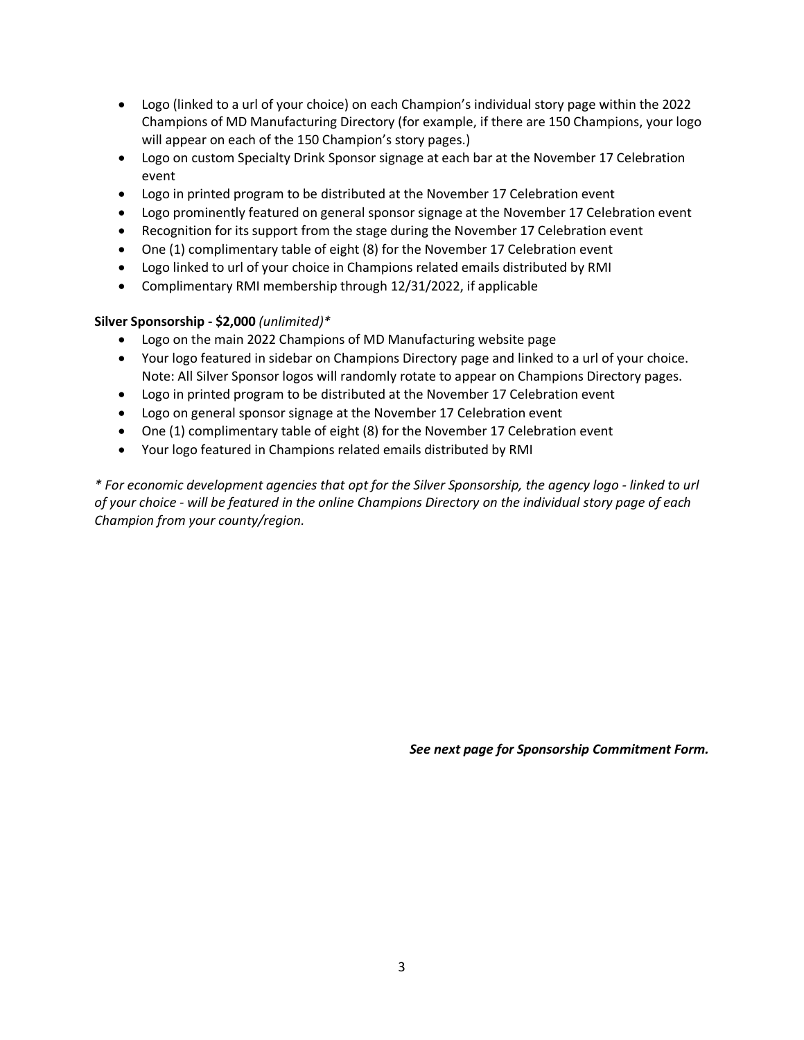- Logo (linked to a url of your choice) on each Champion's individual story page within the 2022 Champions of MD Manufacturing Directory (for example, if there are 150 Champions, your logo will appear on each of the 150 Champion's story pages.)
- Logo on custom Specialty Drink Sponsor signage at each bar at the November 17 Celebration event
- Logo in printed program to be distributed at the November 17 Celebration event
- Logo prominently featured on general sponsor signage at the November 17 Celebration event
- Recognition for its support from the stage during the November 17 Celebration event
- One (1) complimentary table of eight (8) for the November 17 Celebration event
- Logo linked to url of your choice in Champions related emails distributed by RMI
- Complimentary RMI membership through 12/31/2022, if applicable

**Silver Sponsorship - $2,000** *(unlimited)**

- Logo on the main 2022 Champions of MD Manufacturing website page
- Your logo featured in sidebar on Champions Directory page and linked to a url of your choice. Note: All Silver Sponsor logos will randomly rotate to appear on Champions Directory pages.
- Logo in printed program to be distributed at the November 17 Celebration event
- Logo on general sponsor signage at the November 17 Celebration event
- One (1) complimentary table of eight (8) for the November 17 Celebration event
- Your logo featured in Champions related emails distributed by RMI

*\* For economic development agencies that opt for the Silver Sponsorship, the agency logo - linked to url of your choice - will be featured in the online Champions Directory on the individual story page of each Champion from your county/region.*

***See next page for Sponsorship Commitment Form.***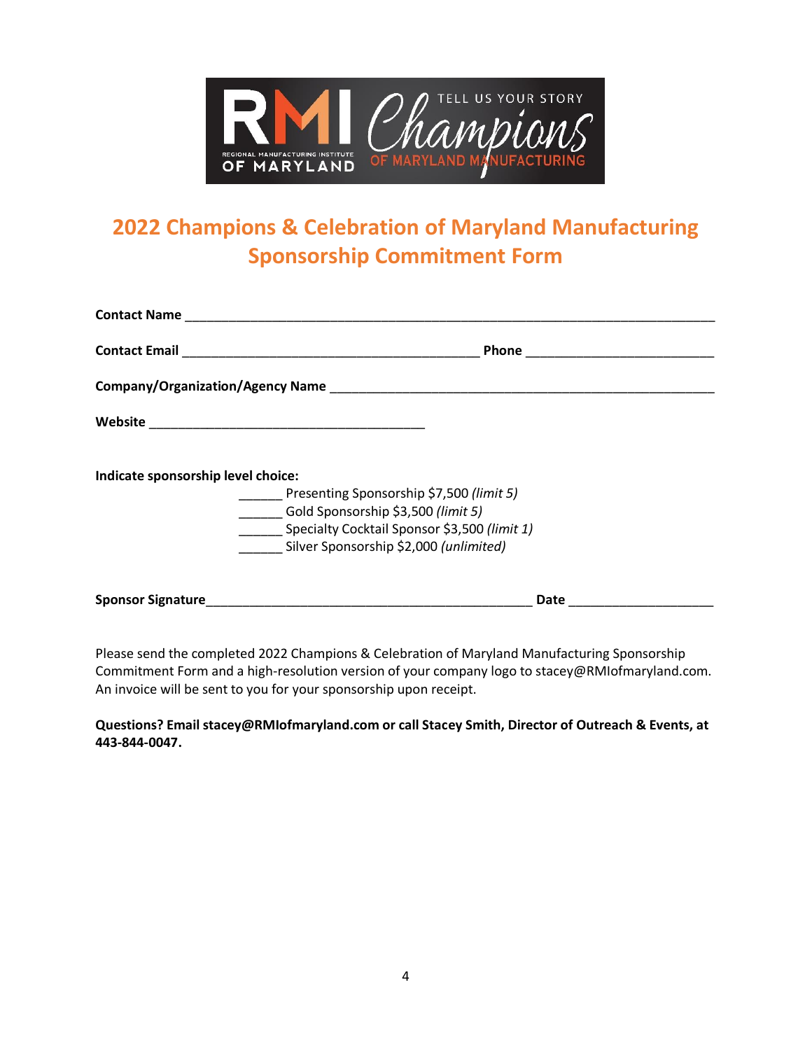# 2022 Champions & Celebration of Maryland Manufacturing Sponsorship Commitment Form

**Contact Name** ___________________________________________________________________________

**Contact Email** __________________________________________ **Phone** ___________________________

**Company/Organization/Agency Name** _______________________________________________________

**Website** ________________________________________

**Indicate sponsorship level choice:**

______ Presenting Sponsorship $7,500 *(limit 5)*
______ Gold Sponsorship $3,500 *(limit 5)*
______ Specialty Cocktail Sponsor $3,500 *(limit 1)*
______ Silver Sponsorship $2,000 *(unlimited)*

**Sponsor Signature**______________________________________________ **Date** ____________________

Please send the completed 2022 Champions & Celebration of Maryland Manufacturing Sponsorship Commitment Form and a high-resolution version of your company logo to stacey@RMIofmaryland.com. An invoice will be sent to you for your sponsorship upon receipt.

**Questions? Email stacey@RMIofmaryland.com or call Stacey Smith, Director of Outreach & Events, at 443-844-0047.**